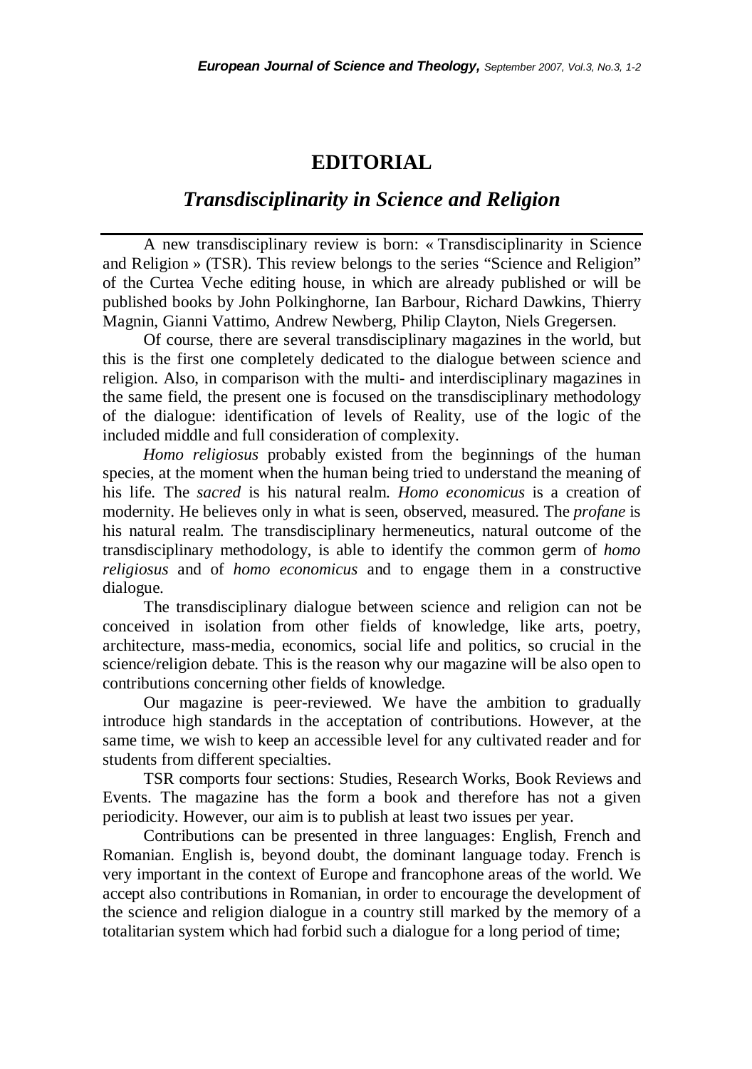# EDITORIAL

## *Transdisciplinarity in Science and Religion*

A new transdisciplinary review is born: « Transdisciplinarity in Science and Religion » (TSR). This review belongs to the series "Science and Religion" of the Curtea Veche editing house, in which are already published or will be published books by John Polkinghorne, Ian Barbour, Richard Dawkins, Thierry Magnin, Gianni Vattimo, Andrew Newberg, Philip Clayton, Niels Gregersen.

Of course, there are several transdisciplinary magazines in the world, but this is the first one completely dedicated to the dialogue between science and religion. Also, in comparison with the multi- and interdisciplinary magazines in the same field, the present one is focused on the transdisciplinary methodology of the dialogue: identification of levels of Reality, use of the logic of the included middle and full consideration of complexity.

*Homo religiosus* probably existed from the beginnings of the human species, at the moment when the human being tried to understand the meaning of his life. The *sacred* is his natural realm. *Homo economicus* is a creation of modernity. He believes only in what is seen, observed, measured. The *profane* is his natural realm. The transdisciplinary hermeneutics, natural outcome of the transdisciplinary methodology, is able to identify the common germ of *homo religiosus* and of *homo economicus* and to engage them in a constructive dialogue.

The transdisciplinary dialogue between science and religion can not be conceived in isolation from other fields of knowledge, like arts, poetry, architecture, mass-media, economics, social life and politics, so crucial in the science/religion debate. This is the reason why our magazine will be also open to contributions concerning other fields of knowledge.

Our magazine is peer-reviewed. We have the ambition to gradually introduce high standards in the acceptation of contributions. However, at the same time, we wish to keep an accessible level for any cultivated reader and for students from different specialties.

TSR comports four sections: Studies, Research Works, Book Reviews and Events. The magazine has the form a book and therefore has not a given periodicity. However, our aim is to publish at least two issues per year.

Contributions can be presented in three languages: English, French and Romanian. English is, beyond doubt, the dominant language today. French is very important in the context of Europe and francophone areas of the world. We accept also contributions in Romanian, in order to encourage the development of the science and religion dialogue in a country still marked by the memory of a totalitarian system which had forbid such a dialogue for a long period of time;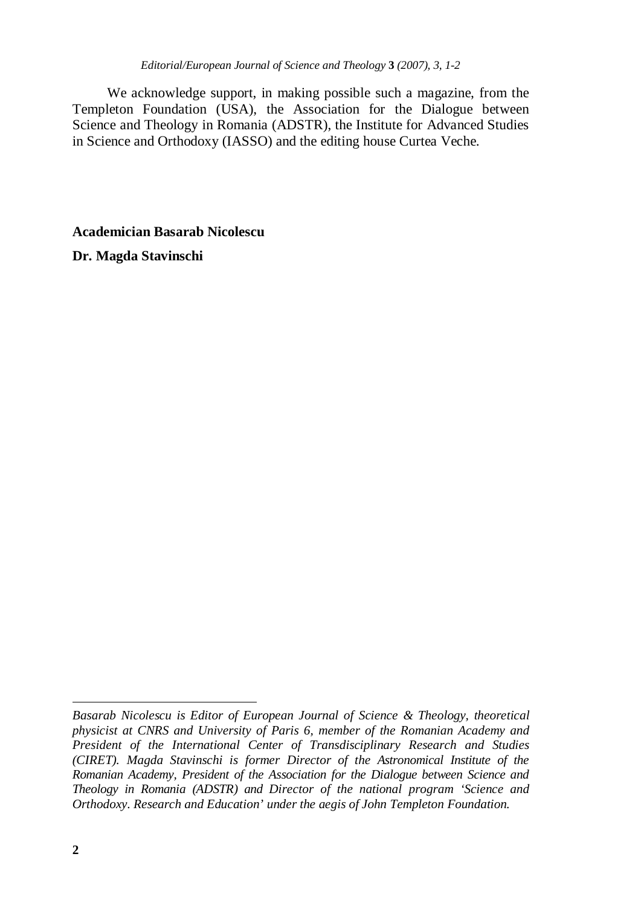We acknowledge support, in making possible such a magazine, from the Templeton Foundation (USA), the Association for the Dialogue between Science and Theology in Romania (ADSTR), the Institute for Advanced Studies in Science and Orthodoxy (IASSO) and the editing house Curtea Veche.

**Academician Basarab Nicolescu**

**Dr. Magda Stavinschi**

---

*Basarab Nicolescu is Editor of European Journal of Science & Theology, theoretical physicist at CNRS and University of Paris 6, member of the Romanian Academy and President of the International Center of Transdisciplinary Research and Studies (CIRET). Magda Stavinschi is former Director of the Astronomical Institute of the Romanian Academy, President of the Association for the Dialogue between Science and Theology in Romania (ADSTR) and Director of the national program 'Science and Orthodoxy. Research and Education' under the aegis of John Templeton Foundation.*